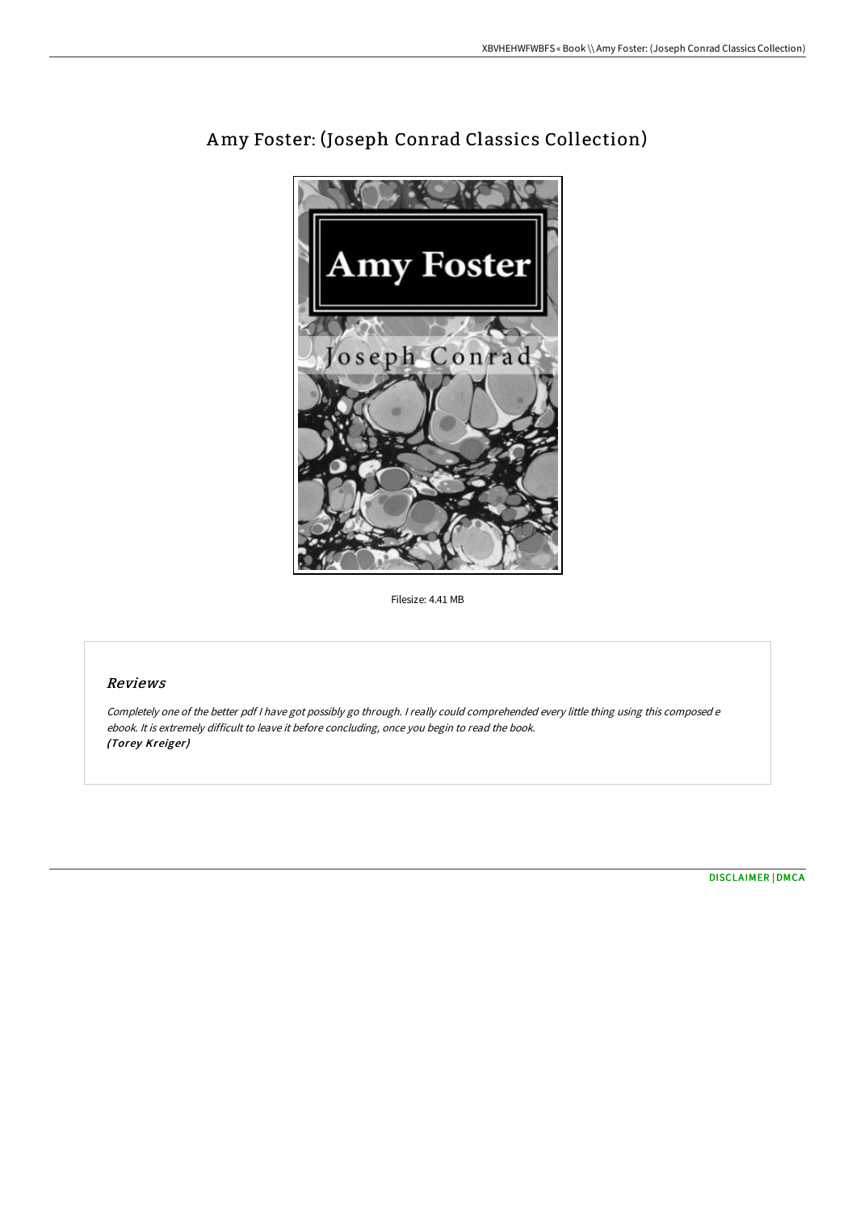# Amy Foster: (Joseph Conrad Classics Collection)

Filesize: 4.41 MB

## Reviews

*Completely one of the better pdf I have got possibly go through. I really could comprehended every little thing using this composed e ebook. It is extremely difficult to leave it before concluding, once you begin to read the book.*
***(Torey Kreiger)***

DISCLAIMER | DMCA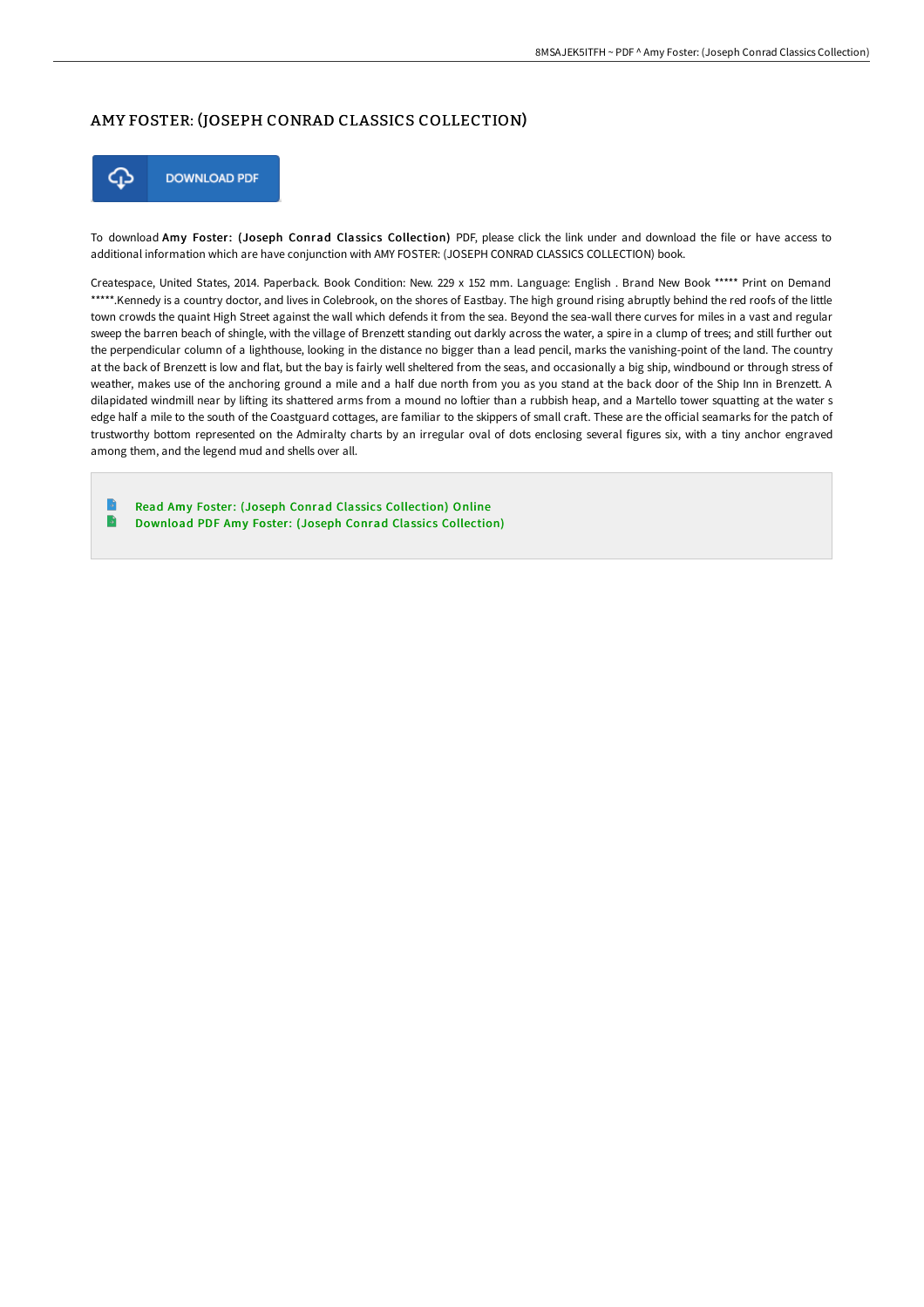# AMY FOSTER: (JOSEPH CONRAD CLASSICS COLLECTION)

DOWNLOAD PDF

To download **Amy Foster: (Joseph Conrad Classics Collection)** PDF, please click the link under and download the file or have access to additional information which are have conjunction with AMY FOSTER: (JOSEPH CONRAD CLASSICS COLLECTION) book.

Createspace, United States, 2014. Paperback. Book Condition: New. 229 x 152 mm. Language: English . Brand New Book ***** Print on Demand *****.Kennedy is a country doctor, and lives in Colebrook, on the shores of Eastbay. The high ground rising abruptly behind the red roofs of the little town crowds the quaint High Street against the wall which defends it from the sea. Beyond the sea-wall there curves for miles in a vast and regular sweep the barren beach of shingle, with the village of Brenzett standing out darkly across the water, a spire in a clump of trees; and still further out the perpendicular column of a lighthouse, looking in the distance no bigger than a lead pencil, marks the vanishing-point of the land. The country at the back of Brenzett is low and flat, but the bay is fairly well sheltered from the seas, and occasionally a big ship, windbound or through stress of weather, makes use of the anchoring ground a mile and a half due north from you as you stand at the back door of the Ship Inn in Brenzett. A dilapidated windmill near by lifting its shattered arms from a mound no loftier than a rubbish heap, and a Martello tower squatting at the water s edge half a mile to the south of the Coastguard cottages, are familiar to the skippers of small craft. These are the official seamarks for the patch of trustworthy bottom represented on the Admiralty charts by an irregular oval of dots enclosing several figures six, with a tiny anchor engraved among them, and the legend mud and shells over all.

- Read Amy Foster: (Joseph Conrad Classics Collection) Online
- Download PDF Amy Foster: (Joseph Conrad Classics Collection)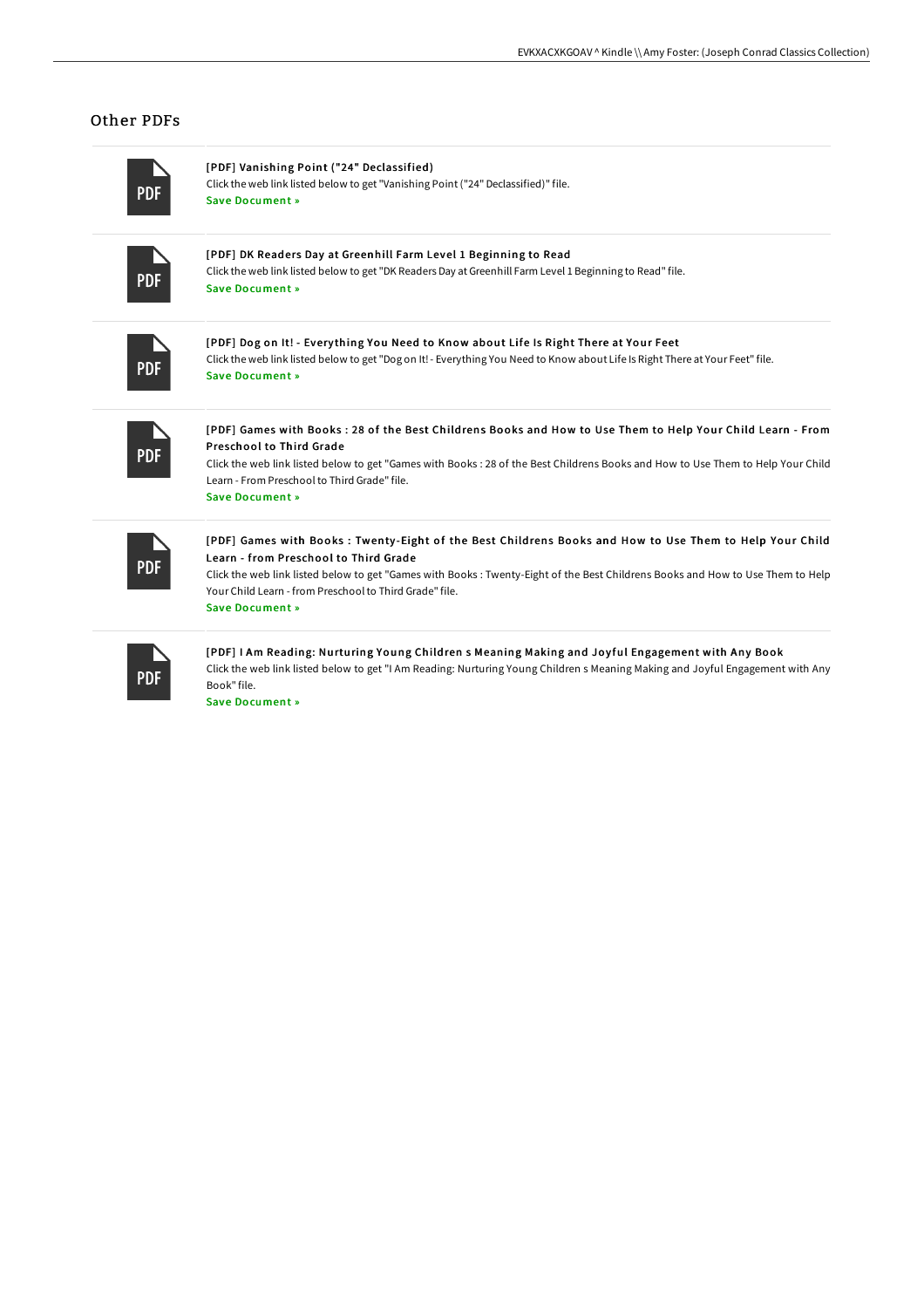## Other PDFs

**[PDF] Vanishing Point ("24" Declassified)**
Click the web link listed below to get "Vanishing Point ("24" Declassified)" file.
Save Document »

**[PDF] DK Readers Day at Greenhill Farm Level 1 Beginning to Read**
Click the web link listed below to get "DK Readers Day at Greenhill Farm Level 1 Beginning to Read" file.
Save Document »

**[PDF] Dog on It! - Everything You Need to Know about Life Is Right There at Your Feet**
Click the web link listed below to get "Dog on It! - Everything You Need to Know about Life Is Right There at Your Feet" file.
Save Document »

**[PDF] Games with Books : 28 of the Best Childrens Books and How to Use Them to Help Your Child Learn - From Preschool to Third Grade**
Click the web link listed below to get "Games with Books : 28 of the Best Childrens Books and How to Use Them to Help Your Child Learn - From Preschool to Third Grade" file.
Save Document »

**[PDF] Games with Books : Twenty-Eight of the Best Childrens Books and How to Use Them to Help Your Child Learn - from Preschool to Third Grade**
Click the web link listed below to get "Games with Books : Twenty-Eight of the Best Childrens Books and How to Use Them to Help Your Child Learn - from Preschool to Third Grade" file.
Save Document »

**[PDF] I Am Reading: Nurturing Young Children s Meaning Making and Joyful Engagement with Any Book**
Click the web link listed below to get "I Am Reading: Nurturing Young Children s Meaning Making and Joyful Engagement with Any Book" file.
Save Document »